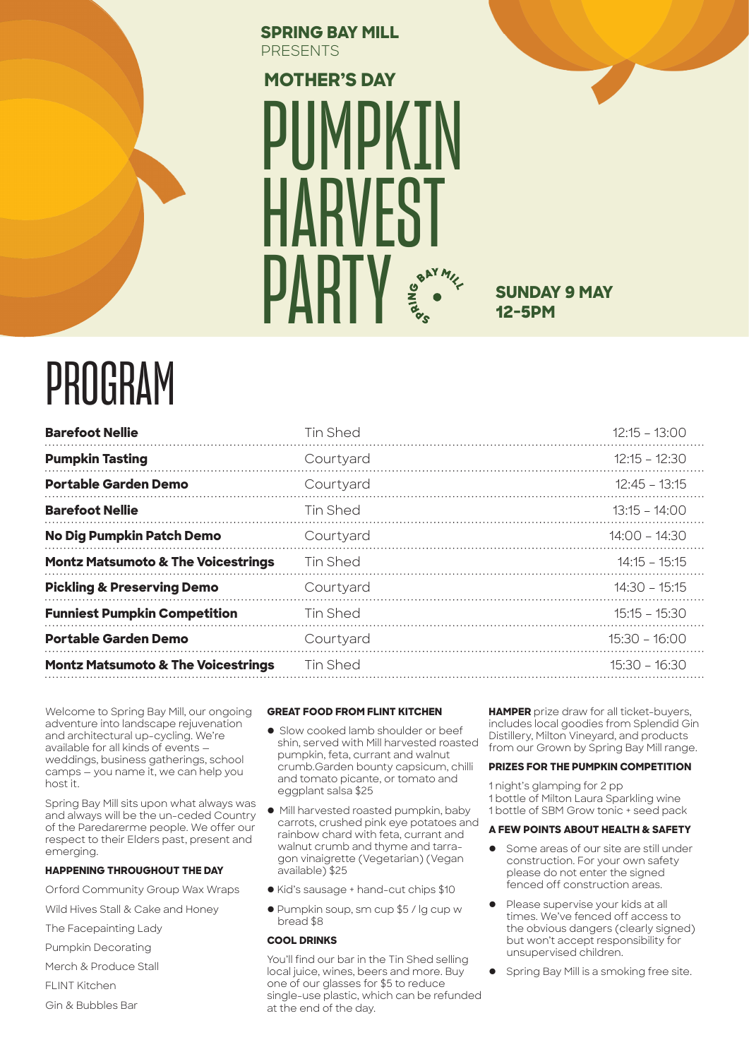SPRING BAY MILL
PRESENTS

## MOTHER'S DAY

# PUMPKIN HARVEST PARTY

**SUNDAY 9 MAY**
**12-5PM**

# PROGRAM

| Event | Location | Time |
|---|---|---|
| **Barefoot Nellie** | Tin Shed | 12:15 – 13:00 |
| **Pumpkin Tasting** | Courtyard | 12:15 – 12:30 |
| **Portable Garden Demo** | Courtyard | 12:45 – 13:15 |
| **Barefoot Nellie** | Tin Shed | 13:15 – 14:00 |
| **No Dig Pumpkin Patch Demo** | Courtyard | 14:00 – 14:30 |
| **Montz Matsumoto & The Voicestrings** | Tin Shed | 14:15 – 15:15 |
| **Pickling & Preserving Demo** | Courtyard | 14:30 – 15:15 |
| **Funniest Pumpkin Competition** | Tin Shed | 15:15 – 15:30 |
| **Portable Garden Demo** | Courtyard | 15:30 – 16:00 |
| **Montz Matsumoto & The Voicestrings** | Tin Shed | 15:30 – 16:30 |

Welcome to Spring Bay Mill, our ongoing adventure into landscape rejuvenation and architectural up-cycling. We're available for all kinds of events – weddings, business gatherings, school camps – you name it, we can help you host it.

Spring Bay Mill sits upon what always was and always will be the un-ceded Country of the Paredarerme people. We offer our respect to their Elders past, present and emerging.

#### HAPPENING THROUGHOUT THE DAY

Orford Community Group Wax Wraps

Wild Hives Stall & Cake and Honey

The Facepainting Lady

Pumpkin Decorating

Merch & Produce Stall

FLINT Kitchen

Gin & Bubbles Bar

#### GREAT FOOD FROM FLINT KITCHEN

- Slow cooked lamb shoulder or beef shin, served with Mill harvested roasted pumpkin, feta, currant and walnut crumb.Garden bounty capsicum, chilli and tomato picante, or tomato and eggplant salsa $25
- Mill harvested roasted pumpkin, baby carrots, crushed pink eye potatoes and rainbow chard with feta, currant and walnut crumb and thyme and tarragon vinaigrette (Vegetarian) (Vegan available) $25
- Kid's sausage + hand-cut chips $10
- Pumpkin soup, sm cup $5 / lg cup w bread $8

#### COOL DRINKS

You'll find our bar in the Tin Shed selling local juice, wines, beers and more. Buy one of our glasses for $5 to reduce single-use plastic, which can be refunded at the end of the day.

**HAMPER** prize draw for all ticket-buyers, includes local goodies from Splendid Gin Distillery, Milton Vineyard, and products from our Grown by Spring Bay Mill range.

#### PRIZES FOR THE PUMPKIN COMPETITION

1 night's glamping for 2 pp
1 bottle of Milton Laura Sparkling wine
1 bottle of SBM Grow tonic + seed pack

#### A FEW POINTS ABOUT HEALTH & SAFETY

- Some areas of our site are still under construction. For your own safety please do not enter the signed fenced off construction areas.
- Please supervise your kids at all times. We've fenced off access to the obvious dangers (clearly signed) but won't accept responsibility for unsupervised children.
- Spring Bay Mill is a smoking free site.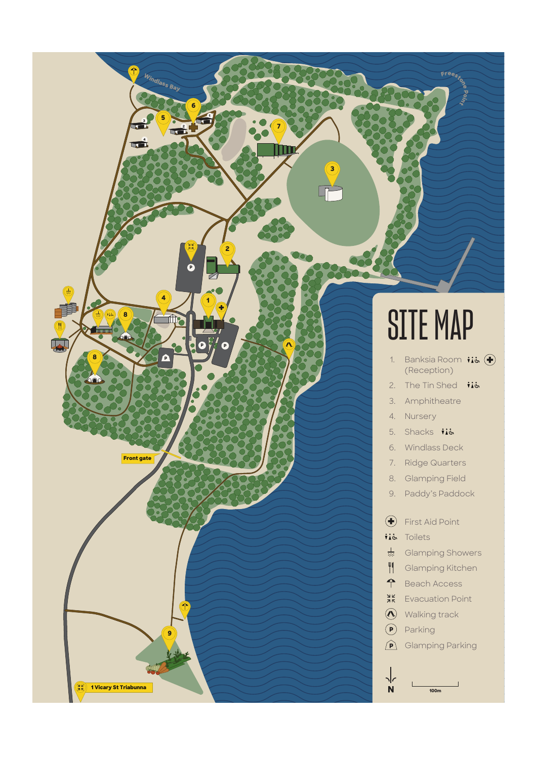# SITE MAP

1. Banksia Room (Reception)
2. The Tin Shed
3. Amphitheatre
4. Nursery
5. Shacks
6. Windlass Deck
7. Ridge Quarters
8. Glamping Field
9. Paddy's Paddock

- First Aid Point
- Toilets
- Glamping Showers
- Glamping Kitchen
- Beach Access
- Evacuation Point
- Walking track
- Parking
- Glamping Parking

Windlass Bay

Freestone Point

Front gate

1 Vicary St Triabunna

N

100m